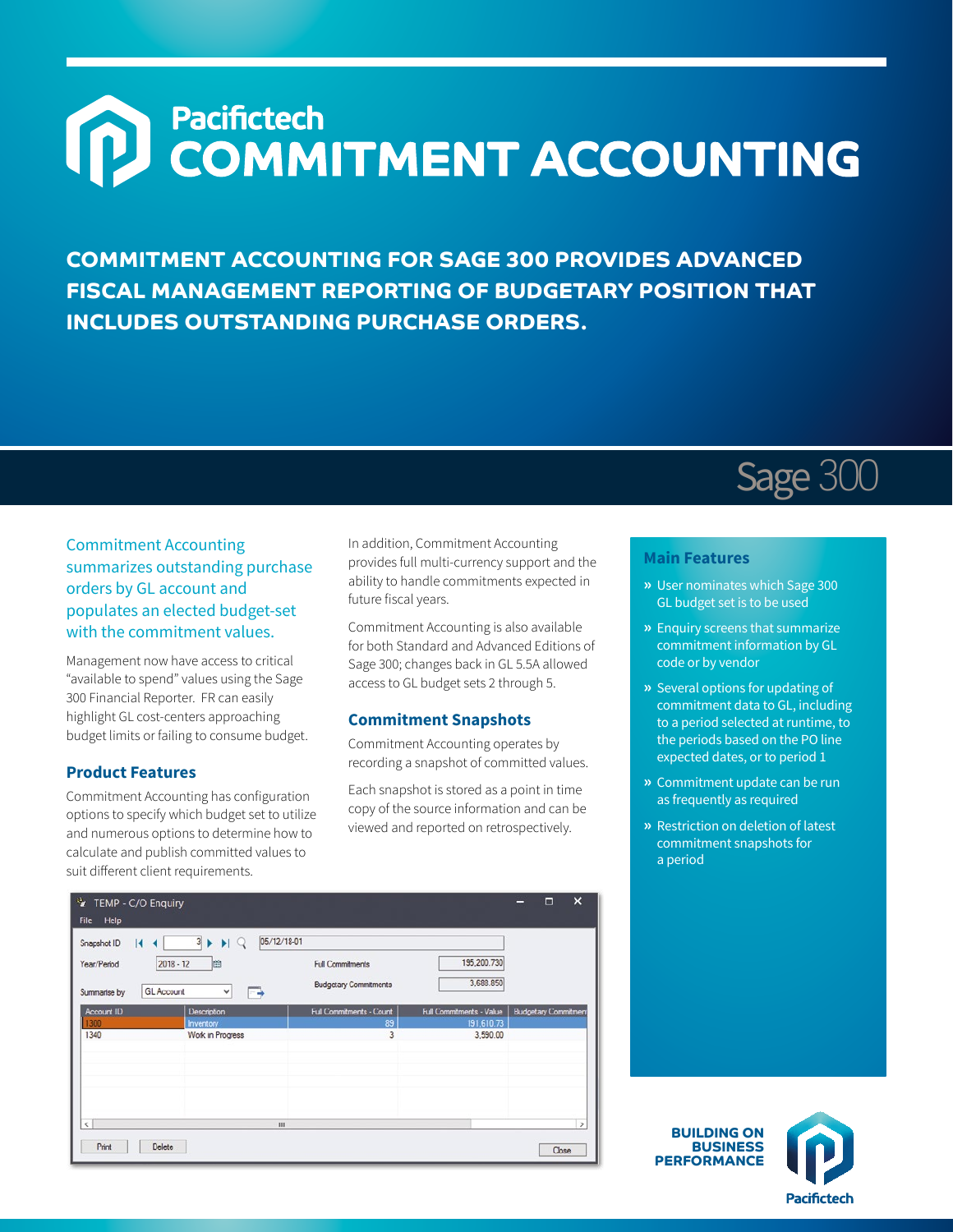# Pacifictech COMMITMENT ACCOUNTING

## COMMITMENT ACCOUNTING FOR SAGE 300 PROVIDES ADVANCED FISCAL MANAGEMENT REPORTING OF BUDGETARY POSITION THAT INCLUDES OUTSTANDING PURCHASE ORDERS.

Sage 300

Commitment Accounting summarizes outstanding purchase orders by GL account and populates an elected budget-set with the commitment values.

Management now have access to critical "available to spend" values using the Sage 300 Financial Reporter. FR can easily highlight GL cost-centers approaching budget limits or failing to consume budget.

### Product Features

Commitment Accounting has configuration options to specify which budget set to utilize and numerous options to determine how to calculate and publish committed values to suit different client requirements.

In addition, Commitment Accounting provides full multi-currency support and the ability to handle commitments expected in future fiscal years.

Commitment Accounting is also available for both Standard and Advanced Editions of Sage 300; changes back in GL 5.5A allowed access to GL budget sets 2 through 5.

### Commitment Snapshots

Commitment Accounting operates by recording a snapshot of committed values.

Each snapshot is stored as a point in time copy of the source information and can be viewed and reported on retrospectively.

TEMP - C/O Enquiry

File Help

Snapshot ID: 3 — 05/12/18-01

Year/Period: 2018 - 12

Summarise by: GL Account

Full Commitments: 195,200.730

Budgetary Commitments: 3,688.850

| Account ID | Description | Full Commitments - Count | Full Commitments - Value | Budgetary Commitmen |
|---|---|---|---|---|
| 1300 | Inventory | 89 | 191,610.73 | |
| 1340 | Work in Progress | 3 | 3,590.00 | |

Print | Delete | Close

### Main Features

- User nominates which Sage 300 GL budget set is to be used
- Enquiry screens that summarize commitment information by GL code or by vendor
- Several options for updating of commitment data to GL, including to a period selected at runtime, to the periods based on the PO line expected dates, or to period 1
- Commitment update can be run as frequently as required
- Restriction on deletion of latest commitment snapshots for a period

BUILDING ON BUSINESS PERFORMANCE

Pacifictech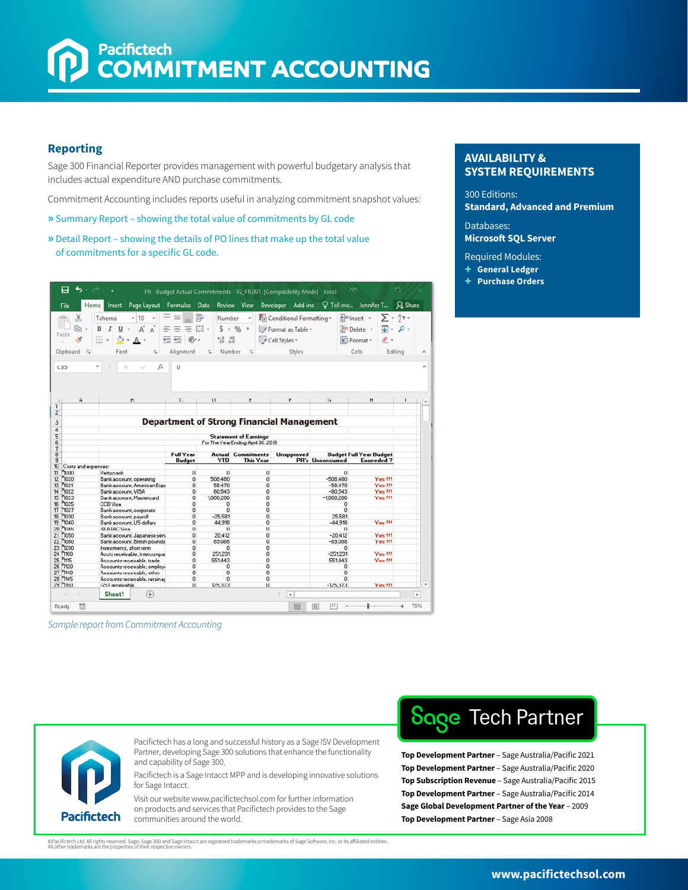# Pacifictech COMMITMENT ACCOUNTING

## Reporting

Sage 300 Financial Reporter provides management with powerful budgetary analysis that includes actual expenditure AND purchase commitments.

Commitment Accounting includes reports useful in analyzing commitment snapshot values:

» Summary Report – showing the total value of commitments by GL code

» Detail Report – showing the details of PO lines that make up the total value of commitments for a specific GL code.

*Sample report from Commitment Accounting*

## AVAILABILITY & SYSTEM REQUIREMENTS

300 Editions:
**Standard, Advanced and Premium**

Databases:
**Microsoft SQL Server**

Required Modules:

- **General Ledger**
- **Purchase Orders**

Pacifictech has a long and successful history as a Sage ISV Development Partner, developing Sage 300 solutions that enhance the functionality and capability of Sage 300.

Pacifictech is a Sage Intacct MPP and is developing innovative solutions for Sage Intacct.

Visit our website www.pacifictechsol.com for further information on products and services that Pacifictech provides to the Sage communities around the world.

Sage Tech Partner

**Top Development Partner** – Sage Australia/Pacific 2021
**Top Development Partner** – Sage Australia/Pacific 2020
**Top Subscription Revenue** – Sage Australia/Pacific 2015
**Top Development Partner** – Sage Australia/Pacific 2014
**Sage Global Development Partner of the Year** – 2009
**Top Development Partner** – Sage Asia 2008

©Pacifictech Ltd. All rights reserved. Sage, Sage 300 and Sage Intacct are registered trademarks or trademarks of Sage Software, Inc. or its affiliated entities. All other trademarks are the properties of their respective owners.

www.pacifictechsol.com